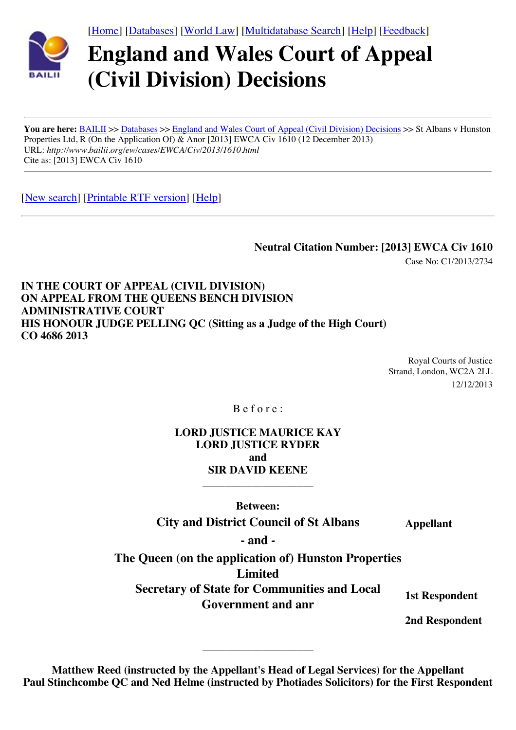[Home] [Databases] [World Law] [Multidatabase Search] [Help] [Feedback]

# England and Wales Court of Appeal (Civil Division) Decisions

**You are here:** BAILII >> Databases >> England and Wales Court of Appeal (Civil Division) Decisions >> St Albans v Hunston Properties Ltd, R (On the Application Of) & Anor [2013] EWCA Civ 1610 (12 December 2013)
URL: *http://www.bailii.org/ew/cases/EWCA/Civ/2013/1610.html*
Cite as: [2013] EWCA Civ 1610

[New search] [Printable RTF version] [Help]

**Neutral Citation Number: [2013] EWCA Civ 1610**

Case No: C1/2013/2734

**IN THE COURT OF APPEAL (CIVIL DIVISION)**
**ON APPEAL FROM THE QUEENS BENCH DIVISION**
**ADMINISTRATIVE COURT**
**HIS HONOUR JUDGE PELLING QC (Sitting as a Judge of the High Court)**
**CO 4686 2013**

Royal Courts of Justice
Strand, London, WC2A 2LL
12/12/2013

B e f o r e :

**LORD JUSTICE MAURICE KAY**
**LORD JUSTICE RYDER**
**and**
**SIR DAVID KEENE**

____________________

**Between:**

| | |
|---|---|
| **City and District Council of St Albans** | **Appellant** |
| **- and -** | |
| **The Queen (on the application of) Hunston Properties Limited** | **1st Respondent** |
| **Secretary of State for Communities and Local Government and anr** | **2nd Respondent** |

____________________

**Matthew Reed (instructed by the Appellant's Head of Legal Services) for the Appellant**
**Paul Stinchcombe QC and Ned Helme (instructed by Photiades Solicitors) for the First Respondent**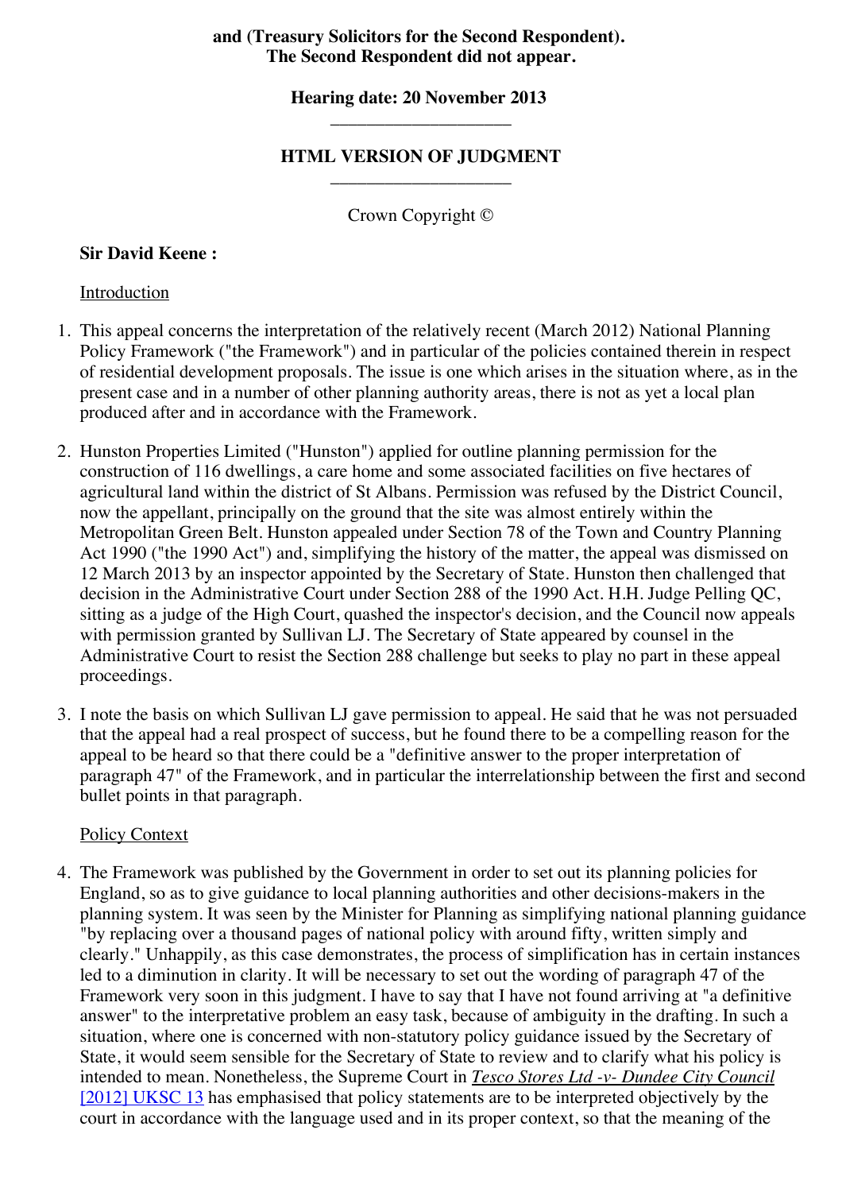**and (Treasury Solicitors for the Second Respondent).**
**The Second Respondent did not appear.**

**Hearing date: 20 November 2013**

---

**HTML VERSION OF JUDGMENT**

---

Crown Copyright ©

**Sir David Keene :**

Introduction

1. This appeal concerns the interpretation of the relatively recent (March 2012) National Planning Policy Framework ("the Framework") and in particular of the policies contained therein in respect of residential development proposals. The issue is one which arises in the situation where, as in the present case and in a number of other planning authority areas, there is not as yet a local plan produced after and in accordance with the Framework.

2. Hunston Properties Limited ("Hunston") applied for outline planning permission for the construction of 116 dwellings, a care home and some associated facilities on five hectares of agricultural land within the district of St Albans. Permission was refused by the District Council, now the appellant, principally on the ground that the site was almost entirely within the Metropolitan Green Belt. Hunston appealed under Section 78 of the Town and Country Planning Act 1990 ("the 1990 Act") and, simplifying the history of the matter, the appeal was dismissed on 12 March 2013 by an inspector appointed by the Secretary of State. Hunston then challenged that decision in the Administrative Court under Section 288 of the 1990 Act. H.H. Judge Pelling QC, sitting as a judge of the High Court, quashed the inspector's decision, and the Council now appeals with permission granted by Sullivan LJ. The Secretary of State appeared by counsel in the Administrative Court to resist the Section 288 challenge but seeks to play no part in these appeal proceedings.

3. I note the basis on which Sullivan LJ gave permission to appeal. He said that he was not persuaded that the appeal had a real prospect of success, but he found there to be a compelling reason for the appeal to be heard so that there could be a "definitive answer to the proper interpretation of paragraph 47" of the Framework, and in particular the interrelationship between the first and second bullet points in that paragraph.

Policy Context

4. The Framework was published by the Government in order to set out its planning policies for England, so as to give guidance to local planning authorities and other decisions-makers in the planning system. It was seen by the Minister for Planning as simplifying national planning guidance "by replacing over a thousand pages of national policy with around fifty, written simply and clearly." Unhappily, as this case demonstrates, the process of simplification has in certain instances led to a diminution in clarity. It will be necessary to set out the wording of paragraph 47 of the Framework very soon in this judgment. I have to say that I have not found arriving at "a definitive answer" to the interpretative problem an easy task, because of ambiguity in the drafting. In such a situation, where one is concerned with non-statutory policy guidance issued by the Secretary of State, it would seem sensible for the Secretary of State to review and to clarify what his policy is intended to mean. Nonetheless, the Supreme Court in *Tesco Stores Ltd -v- Dundee City Council* [2012] UKSC 13 has emphasised that policy statements are to be interpreted objectively by the court in accordance with the language used and in its proper context, so that the meaning of the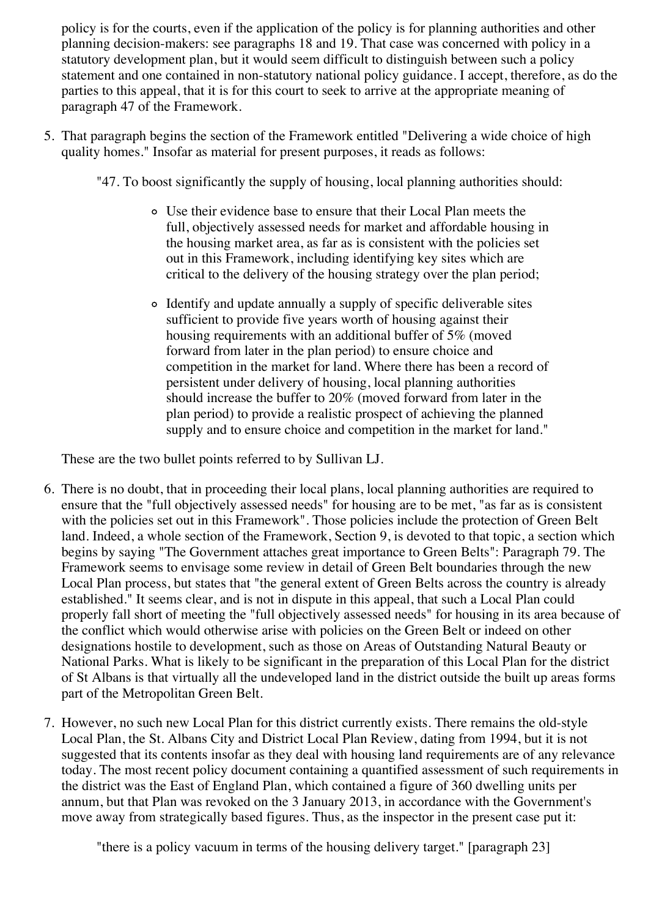policy is for the courts, even if the application of the policy is for planning authorities and other planning decision-makers: see paragraphs 18 and 19. That case was concerned with policy in a statutory development plan, but it would seem difficult to distinguish between such a policy statement and one contained in non-statutory national policy guidance. I accept, therefore, as do the parties to this appeal, that it is for this court to seek to arrive at the appropriate meaning of paragraph 47 of the Framework.

5. That paragraph begins the section of the Framework entitled "Delivering a wide choice of high quality homes." Insofar as material for present purposes, it reads as follows:

   "47. To boost significantly the supply of housing, local planning authorities should:

   - Use their evidence base to ensure that their Local Plan meets the full, objectively assessed needs for market and affordable housing in the housing market area, as far as is consistent with the policies set out in this Framework, including identifying key sites which are critical to the delivery of the housing strategy over the plan period;

   - Identify and update annually a supply of specific deliverable sites sufficient to provide five years worth of housing against their housing requirements with an additional buffer of 5% (moved forward from later in the plan period) to ensure choice and competition in the market for land. Where there has been a record of persistent under delivery of housing, local planning authorities should increase the buffer to 20% (moved forward from later in the plan period) to provide a realistic prospect of achieving the planned supply and to ensure choice and competition in the market for land."

   These are the two bullet points referred to by Sullivan LJ.

6. There is no doubt, that in proceeding their local plans, local planning authorities are required to ensure that the "full objectively assessed needs" for housing are to be met, "as far as is consistent with the policies set out in this Framework". Those policies include the protection of Green Belt land. Indeed, a whole section of the Framework, Section 9, is devoted to that topic, a section which begins by saying "The Government attaches great importance to Green Belts": Paragraph 79. The Framework seems to envisage some review in detail of Green Belt boundaries through the new Local Plan process, but states that "the general extent of Green Belts across the country is already established." It seems clear, and is not in dispute in this appeal, that such a Local Plan could properly fall short of meeting the "full objectively assessed needs" for housing in its area because of the conflict which would otherwise arise with policies on the Green Belt or indeed on other designations hostile to development, such as those on Areas of Outstanding Natural Beauty or National Parks. What is likely to be significant in the preparation of this Local Plan for the district of St Albans is that virtually all the undeveloped land in the district outside the built up areas forms part of the Metropolitan Green Belt.

7. However, no such new Local Plan for this district currently exists. There remains the old-style Local Plan, the St. Albans City and District Local Plan Review, dating from 1994, but it is not suggested that its contents insofar as they deal with housing land requirements are of any relevance today. The most recent policy document containing a quantified assessment of such requirements in the district was the East of England Plan, which contained a figure of 360 dwelling units per annum, but that Plan was revoked on the 3 January 2013, in accordance with the Government's move away from strategically based figures. Thus, as the inspector in the present case put it:

   "there is a policy vacuum in terms of the housing delivery target." [paragraph 23]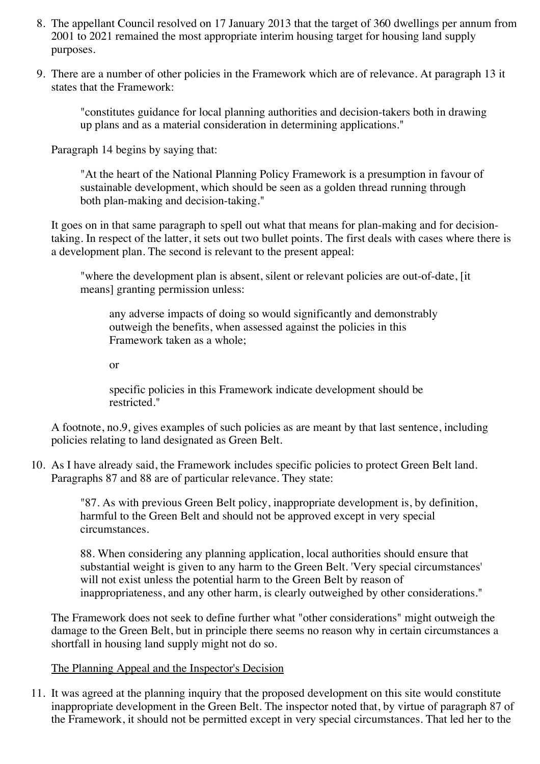8. The appellant Council resolved on 17 January 2013 that the target of 360 dwellings per annum from 2001 to 2021 remained the most appropriate interim housing target for housing land supply purposes.

9. There are a number of other policies in the Framework which are of relevance. At paragraph 13 it states that the Framework:

> "constitutes guidance for local planning authorities and decision-takers both in drawing up plans and as a material consideration in determining applications."

Paragraph 14 begins by saying that:

> "At the heart of the National Planning Policy Framework is a presumption in favour of sustainable development, which should be seen as a golden thread running through both plan-making and decision-taking."

It goes on in that same paragraph to spell out what that means for plan-making and for decision-taking. In respect of the latter, it sets out two bullet points. The first deals with cases where there is a development plan. The second is relevant to the present appeal:

> "where the development plan is absent, silent or relevant policies are out-of-date, [it means] granting permission unless:
>
>> any adverse impacts of doing so would significantly and demonstrably outweigh the benefits, when assessed against the policies in this Framework taken as a whole;
>>
>> or
>>
>> specific policies in this Framework indicate development should be restricted."

A footnote, no.9, gives examples of such policies as are meant by that last sentence, including policies relating to land designated as Green Belt.

10. As I have already said, the Framework includes specific policies to protect Green Belt land. Paragraphs 87 and 88 are of particular relevance. They state:

> "87. As with previous Green Belt policy, inappropriate development is, by definition, harmful to the Green Belt and should not be approved except in very special circumstances.
>
> 88. When considering any planning application, local authorities should ensure that substantial weight is given to any harm to the Green Belt. 'Very special circumstances' will not exist unless the potential harm to the Green Belt by reason of inappropriateness, and any other harm, is clearly outweighed by other considerations."

The Framework does not seek to define further what "other considerations" might outweigh the damage to the Green Belt, but in principle there seems no reason why in certain circumstances a shortfall in housing land supply might not do so.

The Planning Appeal and the Inspector's Decision

11. It was agreed at the planning inquiry that the proposed development on this site would constitute inappropriate development in the Green Belt. The inspector noted that, by virtue of paragraph 87 of the Framework, it should not be permitted except in very special circumstances. That led her to the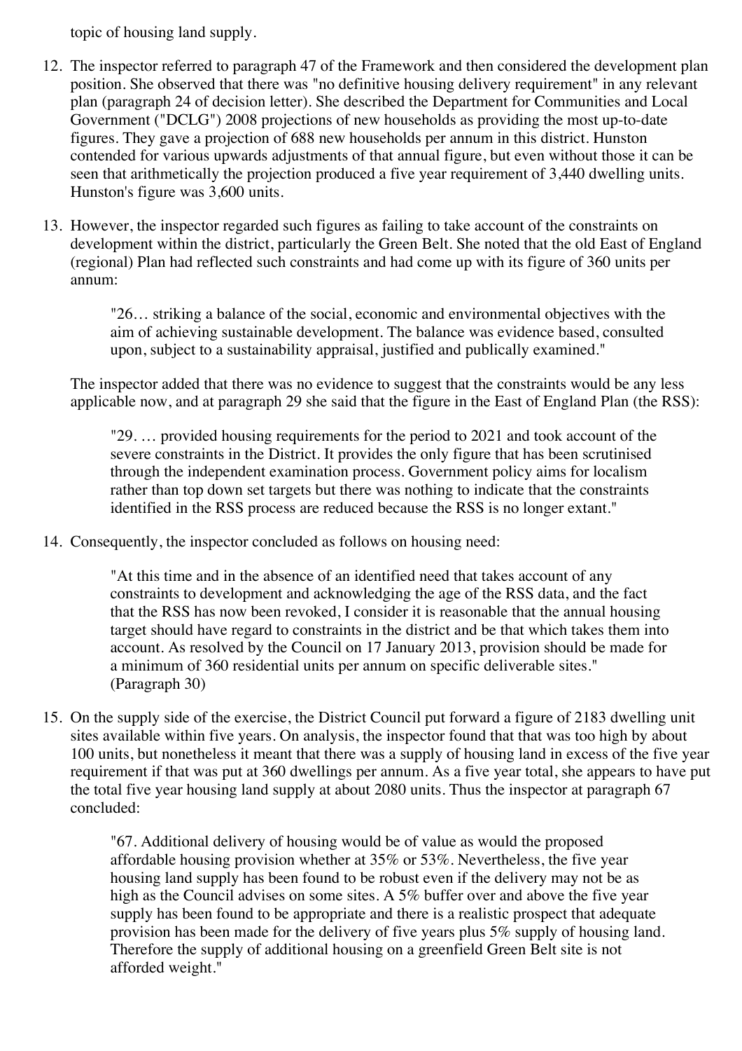topic of housing land supply.

12. The inspector referred to paragraph 47 of the Framework and then considered the development plan position. She observed that there was "no definitive housing delivery requirement" in any relevant plan (paragraph 24 of decision letter). She described the Department for Communities and Local Government ("DCLG") 2008 projections of new households as providing the most up-to-date figures. They gave a projection of 688 new households per annum in this district. Hunston contended for various upwards adjustments of that annual figure, but even without those it can be seen that arithmetically the projection produced a five year requirement of 3,440 dwelling units. Hunston's figure was 3,600 units.

13. However, the inspector regarded such figures as failing to take account of the constraints on development within the district, particularly the Green Belt. She noted that the old East of England (regional) Plan had reflected such constraints and had come up with its figure of 360 units per annum:

    > "26… striking a balance of the social, economic and environmental objectives with the aim of achieving sustainable development. The balance was evidence based, consulted upon, subject to a sustainability appraisal, justified and publically examined."

    The inspector added that there was no evidence to suggest that the constraints would be any less applicable now, and at paragraph 29 she said that the figure in the East of England Plan (the RSS):

    > "29. … provided housing requirements for the period to 2021 and took account of the severe constraints in the District. It provides the only figure that has been scrutinised through the independent examination process. Government policy aims for localism rather than top down set targets but there was nothing to indicate that the constraints identified in the RSS process are reduced because the RSS is no longer extant."

14. Consequently, the inspector concluded as follows on housing need:

    > "At this time and in the absence of an identified need that takes account of any constraints to development and acknowledging the age of the RSS data, and the fact that the RSS has now been revoked, I consider it is reasonable that the annual housing target should have regard to constraints in the district and be that which takes them into account. As resolved by the Council on 17 January 2013, provision should be made for a minimum of 360 residential units per annum on specific deliverable sites." (Paragraph 30)

15. On the supply side of the exercise, the District Council put forward a figure of 2183 dwelling unit sites available within five years. On analysis, the inspector found that that was too high by about 100 units, but nonetheless it meant that there was a supply of housing land in excess of the five year requirement if that was put at 360 dwellings per annum. As a five year total, she appears to have put the total five year housing land supply at about 2080 units. Thus the inspector at paragraph 67 concluded:

    > "67. Additional delivery of housing would be of value as would the proposed affordable housing provision whether at 35% or 53%. Nevertheless, the five year housing land supply has been found to be robust even if the delivery may not be as high as the Council advises on some sites. A 5% buffer over and above the five year supply has been found to be appropriate and there is a realistic prospect that adequate provision has been made for the delivery of five years plus 5% supply of housing land. Therefore the supply of additional housing on a greenfield Green Belt site is not afforded weight."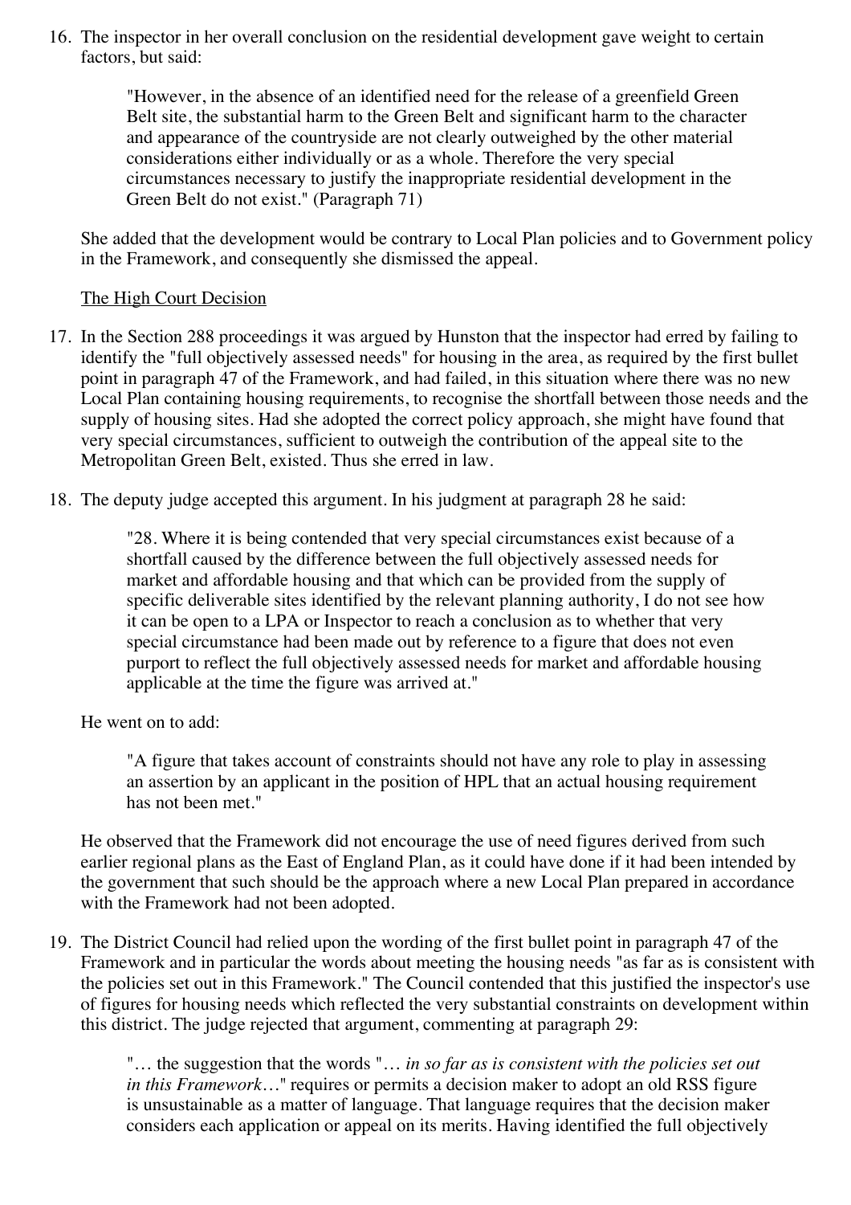16. The inspector in her overall conclusion on the residential development gave weight to certain factors, but said:

> "However, in the absence of an identified need for the release of a greenfield Green Belt site, the substantial harm to the Green Belt and significant harm to the character and appearance of the countryside are not clearly outweighed by the other material considerations either individually or as a whole. Therefore the very special circumstances necessary to justify the inappropriate residential development in the Green Belt do not exist." (Paragraph 71)

She added that the development would be contrary to Local Plan policies and to Government policy in the Framework, and consequently she dismissed the appeal.

<u>The High Court Decision</u>

17. In the Section 288 proceedings it was argued by Hunston that the inspector had erred by failing to identify the "full objectively assessed needs" for housing in the area, as required by the first bullet point in paragraph 47 of the Framework, and had failed, in this situation where there was no new Local Plan containing housing requirements, to recognise the shortfall between those needs and the supply of housing sites. Had she adopted the correct policy approach, she might have found that very special circumstances, sufficient to outweigh the contribution of the appeal site to the Metropolitan Green Belt, existed. Thus she erred in law.

18. The deputy judge accepted this argument. In his judgment at paragraph 28 he said:

> "28. Where it is being contended that very special circumstances exist because of a shortfall caused by the difference between the full objectively assessed needs for market and affordable housing and that which can be provided from the supply of specific deliverable sites identified by the relevant planning authority, I do not see how it can be open to a LPA or Inspector to reach a conclusion as to whether that very special circumstance had been made out by reference to a figure that does not even purport to reflect the full objectively assessed needs for market and affordable housing applicable at the time the figure was arrived at."

He went on to add:

> "A figure that takes account of constraints should not have any role to play in assessing an assertion by an applicant in the position of HPL that an actual housing requirement has not been met."

He observed that the Framework did not encourage the use of need figures derived from such earlier regional plans as the East of England Plan, as it could have done if it had been intended by the government that such should be the approach where a new Local Plan prepared in accordance with the Framework had not been adopted.

19. The District Council had relied upon the wording of the first bullet point in paragraph 47 of the Framework and in particular the words about meeting the housing needs "as far as is consistent with the policies set out in this Framework." The Council contended that this justified the inspector's use of figures for housing needs which reflected the very substantial constraints on development within this district. The judge rejected that argument, commenting at paragraph 29:

> "… the suggestion that the words "… *in so far as is consistent with the policies set out in this Framework*…" requires or permits a decision maker to adopt an old RSS figure is unsustainable as a matter of language. That language requires that the decision maker considers each application or appeal on its merits. Having identified the full objectively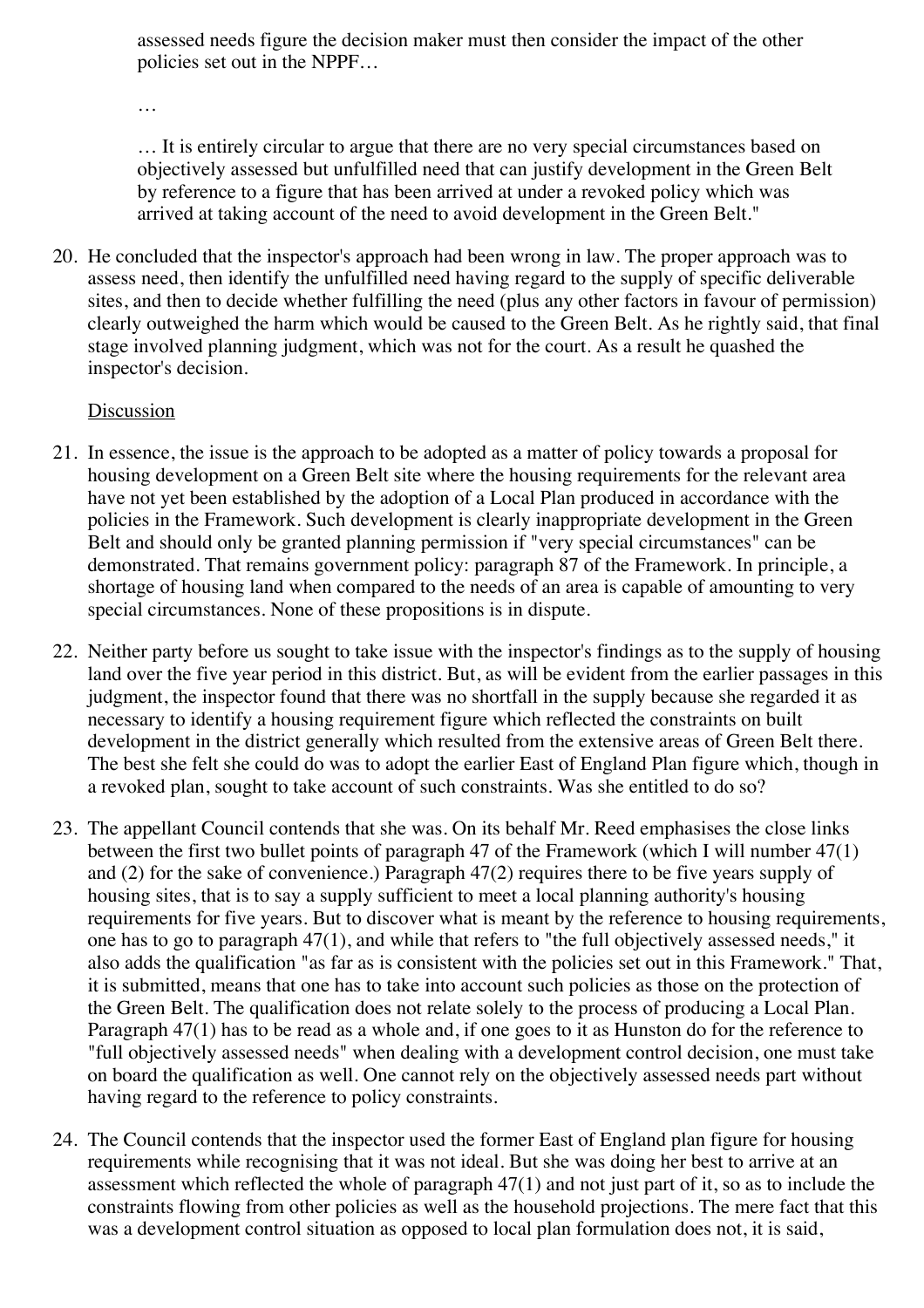> assessed needs figure the decision maker must then consider the impact of the other policies set out in the NPPF…
>
> …
>
> … It is entirely circular to argue that there are no very special circumstances based on objectively assessed but unfulfilled need that can justify development in the Green Belt by reference to a figure that has been arrived at under a revoked policy which was arrived at taking account of the need to avoid development in the Green Belt."

20. He concluded that the inspector's approach had been wrong in law. The proper approach was to assess need, then identify the unfulfilled need having regard to the supply of specific deliverable sites, and then to decide whether fulfilling the need (plus any other factors in favour of permission) clearly outweighed the harm which would be caused to the Green Belt. As he rightly said, that final stage involved planning judgment, which was not for the court. As a result he quashed the inspector's decision.

Discussion

21. In essence, the issue is the approach to be adopted as a matter of policy towards a proposal for housing development on a Green Belt site where the housing requirements for the relevant area have not yet been established by the adoption of a Local Plan produced in accordance with the policies in the Framework. Such development is clearly inappropriate development in the Green Belt and should only be granted planning permission if "very special circumstances" can be demonstrated. That remains government policy: paragraph 87 of the Framework. In principle, a shortage of housing land when compared to the needs of an area is capable of amounting to very special circumstances. None of these propositions is in dispute.

22. Neither party before us sought to take issue with the inspector's findings as to the supply of housing land over the five year period in this district. But, as will be evident from the earlier passages in this judgment, the inspector found that there was no shortfall in the supply because she regarded it as necessary to identify a housing requirement figure which reflected the constraints on built development in the district generally which resulted from the extensive areas of Green Belt there. The best she felt she could do was to adopt the earlier East of England Plan figure which, though in a revoked plan, sought to take account of such constraints. Was she entitled to do so?

23. The appellant Council contends that she was. On its behalf Mr. Reed emphasises the close links between the first two bullet points of paragraph 47 of the Framework (which I will number 47(1) and (2) for the sake of convenience.) Paragraph 47(2) requires there to be five years supply of housing sites, that is to say a supply sufficient to meet a local planning authority's housing requirements for five years. But to discover what is meant by the reference to housing requirements, one has to go to paragraph 47(1), and while that refers to "the full objectively assessed needs," it also adds the qualification "as far as is consistent with the policies set out in this Framework." That, it is submitted, means that one has to take into account such policies as those on the protection of the Green Belt. The qualification does not relate solely to the process of producing a Local Plan. Paragraph 47(1) has to be read as a whole and, if one goes to it as Hunston do for the reference to "full objectively assessed needs" when dealing with a development control decision, one must take on board the qualification as well. One cannot rely on the objectively assessed needs part without having regard to the reference to policy constraints.

24. The Council contends that the inspector used the former East of England plan figure for housing requirements while recognising that it was not ideal. But she was doing her best to arrive at an assessment which reflected the whole of paragraph 47(1) and not just part of it, so as to include the constraints flowing from other policies as well as the household projections. The mere fact that this was a development control situation as opposed to local plan formulation does not, it is said,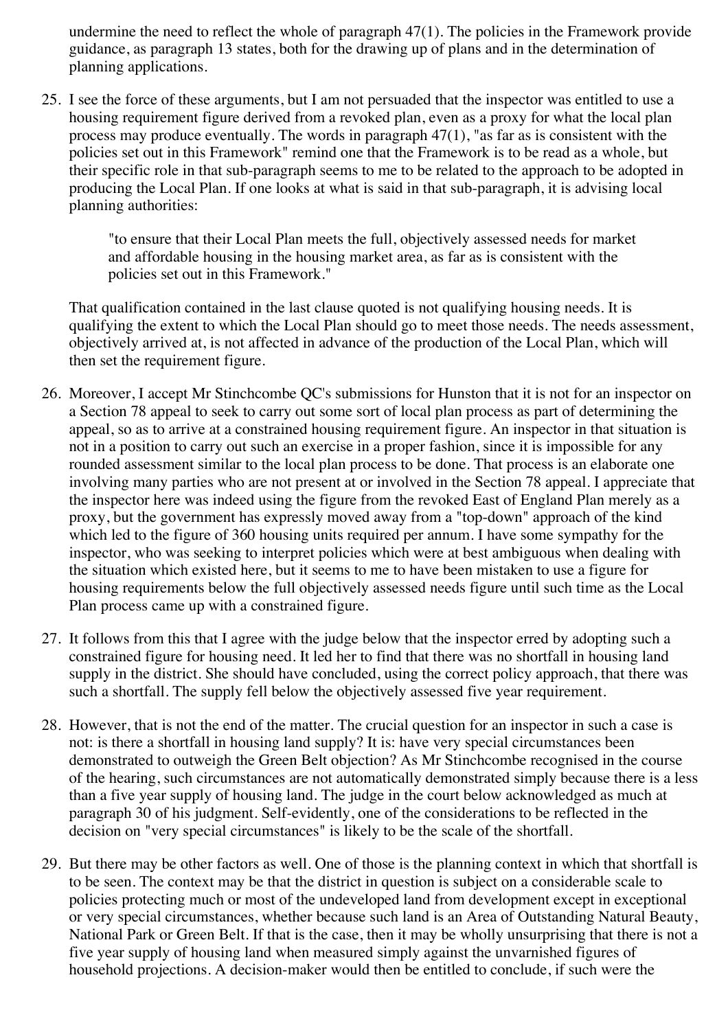undermine the need to reflect the whole of paragraph 47(1). The policies in the Framework provide guidance, as paragraph 13 states, both for the drawing up of plans and in the determination of planning applications.

25. I see the force of these arguments, but I am not persuaded that the inspector was entitled to use a housing requirement figure derived from a revoked plan, even as a proxy for what the local plan process may produce eventually. The words in paragraph 47(1), "as far as is consistent with the policies set out in this Framework" remind one that the Framework is to be read as a whole, but their specific role in that sub-paragraph seems to me to be related to the approach to be adopted in producing the Local Plan. If one looks at what is said in that sub-paragraph, it is advising local planning authorities:

    > "to ensure that their Local Plan meets the full, objectively assessed needs for market and affordable housing in the housing market area, as far as is consistent with the policies set out in this Framework."

    That qualification contained in the last clause quoted is not qualifying housing needs. It is qualifying the extent to which the Local Plan should go to meet those needs. The needs assessment, objectively arrived at, is not affected in advance of the production of the Local Plan, which will then set the requirement figure.

26. Moreover, I accept Mr Stinchcombe QC's submissions for Hunston that it is not for an inspector on a Section 78 appeal to seek to carry out some sort of local plan process as part of determining the appeal, so as to arrive at a constrained housing requirement figure. An inspector in that situation is not in a position to carry out such an exercise in a proper fashion, since it is impossible for any rounded assessment similar to the local plan process to be done. That process is an elaborate one involving many parties who are not present at or involved in the Section 78 appeal. I appreciate that the inspector here was indeed using the figure from the revoked East of England Plan merely as a proxy, but the government has expressly moved away from a "top-down" approach of the kind which led to the figure of 360 housing units required per annum. I have some sympathy for the inspector, who was seeking to interpret policies which were at best ambiguous when dealing with the situation which existed here, but it seems to me to have been mistaken to use a figure for housing requirements below the full objectively assessed needs figure until such time as the Local Plan process came up with a constrained figure.

27. It follows from this that I agree with the judge below that the inspector erred by adopting such a constrained figure for housing need. It led her to find that there was no shortfall in housing land supply in the district. She should have concluded, using the correct policy approach, that there was such a shortfall. The supply fell below the objectively assessed five year requirement.

28. However, that is not the end of the matter. The crucial question for an inspector in such a case is not: is there a shortfall in housing land supply? It is: have very special circumstances been demonstrated to outweigh the Green Belt objection? As Mr Stinchcombe recognised in the course of the hearing, such circumstances are not automatically demonstrated simply because there is a less than a five year supply of housing land. The judge in the court below acknowledged as much at paragraph 30 of his judgment. Self-evidently, one of the considerations to be reflected in the decision on "very special circumstances" is likely to be the scale of the shortfall.

29. But there may be other factors as well. One of those is the planning context in which that shortfall is to be seen. The context may be that the district in question is subject on a considerable scale to policies protecting much or most of the undeveloped land from development except in exceptional or very special circumstances, whether because such land is an Area of Outstanding Natural Beauty, National Park or Green Belt. If that is the case, then it may be wholly unsurprising that there is not a five year supply of housing land when measured simply against the unvarnished figures of household projections. A decision-maker would then be entitled to conclude, if such were the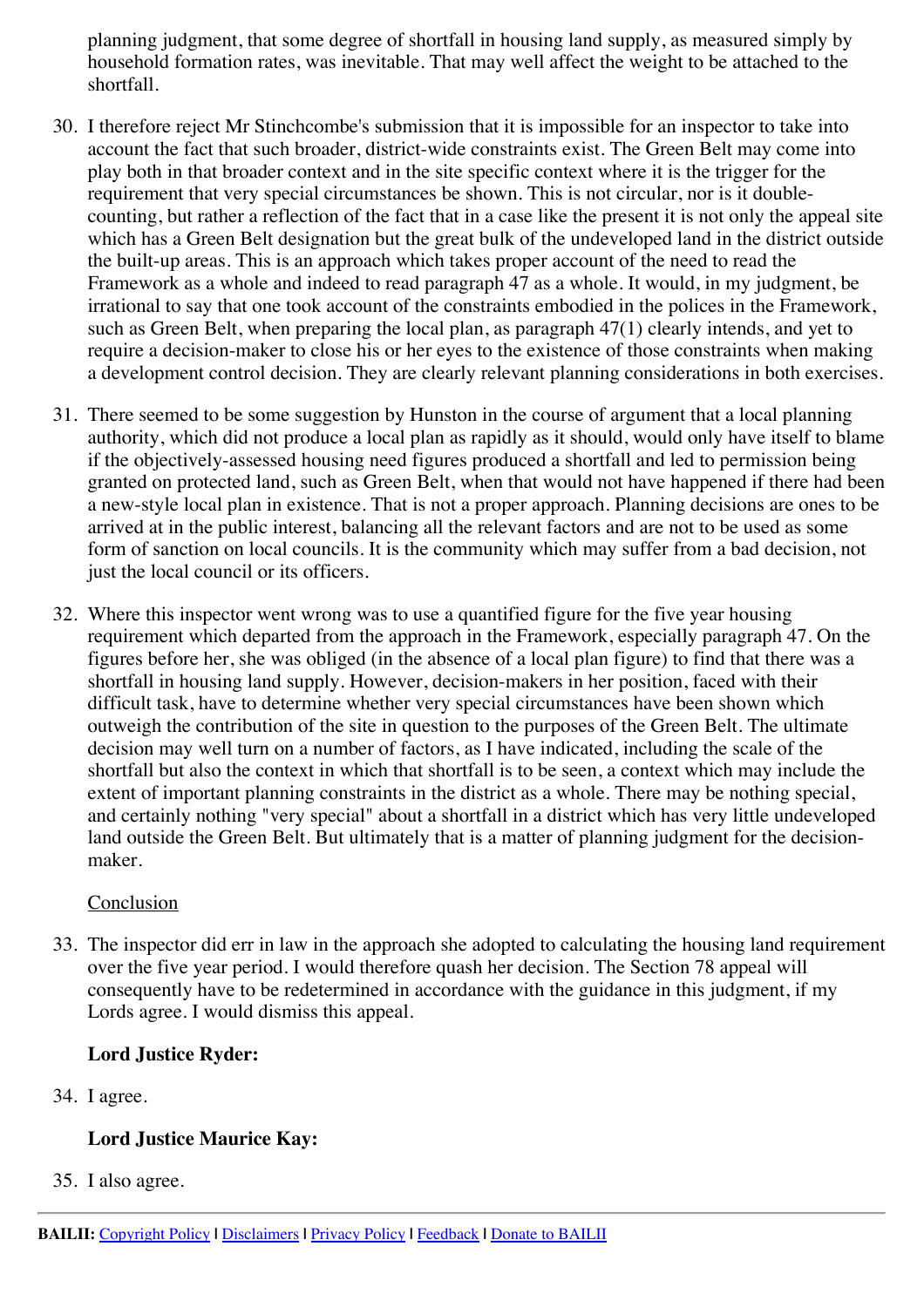planning judgment, that some degree of shortfall in housing land supply, as measured simply by household formation rates, was inevitable. That may well affect the weight to be attached to the shortfall.

30. I therefore reject Mr Stinchcombe's submission that it is impossible for an inspector to take into account the fact that such broader, district-wide constraints exist. The Green Belt may come into play both in that broader context and in the site specific context where it is the trigger for the requirement that very special circumstances be shown. This is not circular, nor is it double-counting, but rather a reflection of the fact that in a case like the present it is not only the appeal site which has a Green Belt designation but the great bulk of the undeveloped land in the district outside the built-up areas. This is an approach which takes proper account of the need to read the Framework as a whole and indeed to read paragraph 47 as a whole. It would, in my judgment, be irrational to say that one took account of the constraints embodied in the polices in the Framework, such as Green Belt, when preparing the local plan, as paragraph 47(1) clearly intends, and yet to require a decision-maker to close his or her eyes to the existence of those constraints when making a development control decision. They are clearly relevant planning considerations in both exercises.

31. There seemed to be some suggestion by Hunston in the course of argument that a local planning authority, which did not produce a local plan as rapidly as it should, would only have itself to blame if the objectively-assessed housing need figures produced a shortfall and led to permission being granted on protected land, such as Green Belt, when that would not have happened if there had been a new-style local plan in existence. That is not a proper approach. Planning decisions are ones to be arrived at in the public interest, balancing all the relevant factors and are not to be used as some form of sanction on local councils. It is the community which may suffer from a bad decision, not just the local council or its officers.

32. Where this inspector went wrong was to use a quantified figure for the five year housing requirement which departed from the approach in the Framework, especially paragraph 47. On the figures before her, she was obliged (in the absence of a local plan figure) to find that there was a shortfall in housing land supply. However, decision-makers in her position, faced with their difficult task, have to determine whether very special circumstances have been shown which outweigh the contribution of the site in question to the purposes of the Green Belt. The ultimate decision may well turn on a number of factors, as I have indicated, including the scale of the shortfall but also the context in which that shortfall is to be seen, a context which may include the extent of important planning constraints in the district as a whole. There may be nothing special, and certainly nothing "very special" about a shortfall in a district which has very little undeveloped land outside the Green Belt. But ultimately that is a matter of planning judgment for the decision-maker.

<u>Conclusion</u>

33. The inspector did err in law in the approach she adopted to calculating the housing land requirement over the five year period. I would therefore quash her decision. The Section 78 appeal will consequently have to be redetermined in accordance with the guidance in this judgment, if my Lords agree. I would dismiss this appeal.

**Lord Justice Ryder:**

34. I agree.

**Lord Justice Maurice Kay:**

35. I also agree.

BAILII: Copyright Policy | Disclaimers | Privacy Policy | Feedback | Donate to BAILII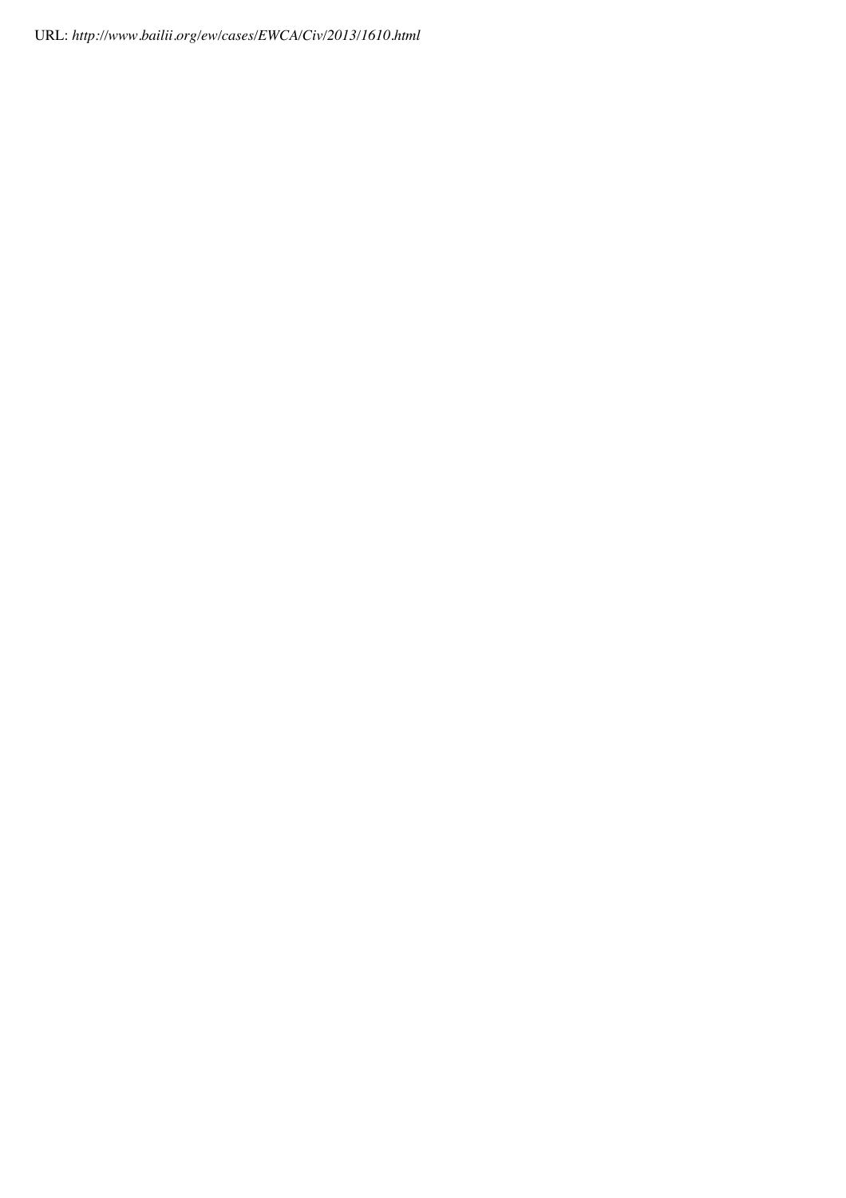URL: *http://www.bailii.org/ew/cases/EWCA/Civ/2013/1610.html*